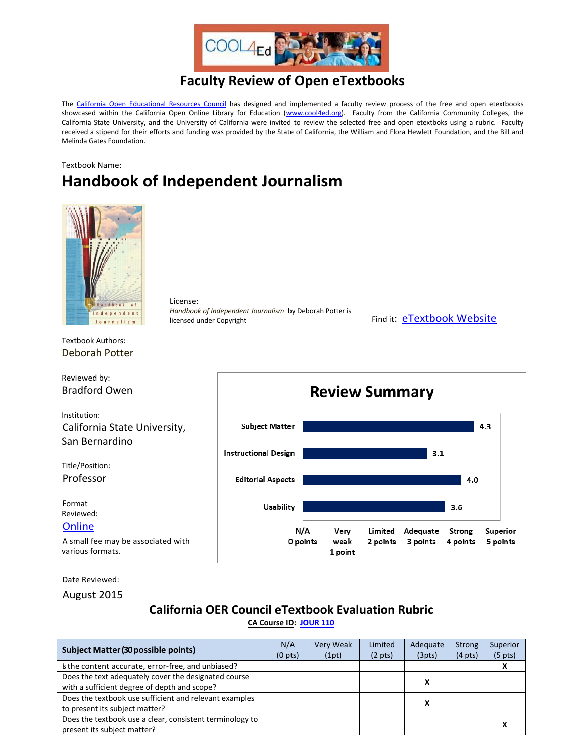# Faculty Review of Open eTextbooks

The [California Open Educational Resources Council](#) has designed and implemented a faculty review process of the free and open etextbooks showcased within the California Open Online Library for Education ([www.cool4ed.org](http://www.cool4ed.org)). Faculty from the California Community Colleges, the California State University, and the University of California were invited to review the selected free and open etextboks using a rubric. Faculty received a stipend for their efforts and funding was provided by the State of California, the William and Flora Hewlett Foundation, and the Bill and Melinda Gates Foundation.

Textbook Name:

## Handbook of Independent Journalism

License:
*Handbook of Independent Journalism* by Deborah Potter is licensed under Copyright

Find it: [eTextbook Website](#)

Textbook Authors:
Deborah Potter

Reviewed by:
Bradford Owen

Institution:
California State University, San Bernardino

Title/Position:
Professor

Format Reviewed:
[Online](#)

A small fee may be associated with various formats.

Date Reviewed:
August 2015

### Review Summary

| Category | Score |
|---|---|
| Subject Matter | 4.3 |
| Instructional Design | 3.1 |
| Editorial Aspects | 4.0 |
| Usability | 3.6 |

Scale: N/A 0 points; Very weak 1 point; Limited 2 points; Adequate 3 points; Strong 4 points; Superior 5 points

### California OER Council eTextbook Evaluation Rubric

**CA Course ID: [JOUR 110](#)**

| **Subject Matter (30 possible points)** | N/A (0 pts) | Very Weak (1pt) | Limited (2 pts) | Adequate (3pts) | Strong (4 pts) | Superior (5 pts) |
|---|---|---|---|---|---|---|
| Is the content accurate, error-free, and unbiased? | | | | | | X |
| Does the text adequately cover the designated course with a sufficient degree of depth and scope? | | | | X | | |
| Does the textbook use sufficient and relevant examples to present its subject matter? | | | | X | | |
| Does the textbook use a clear, consistent terminology to present its subject matter? | | | | | | X |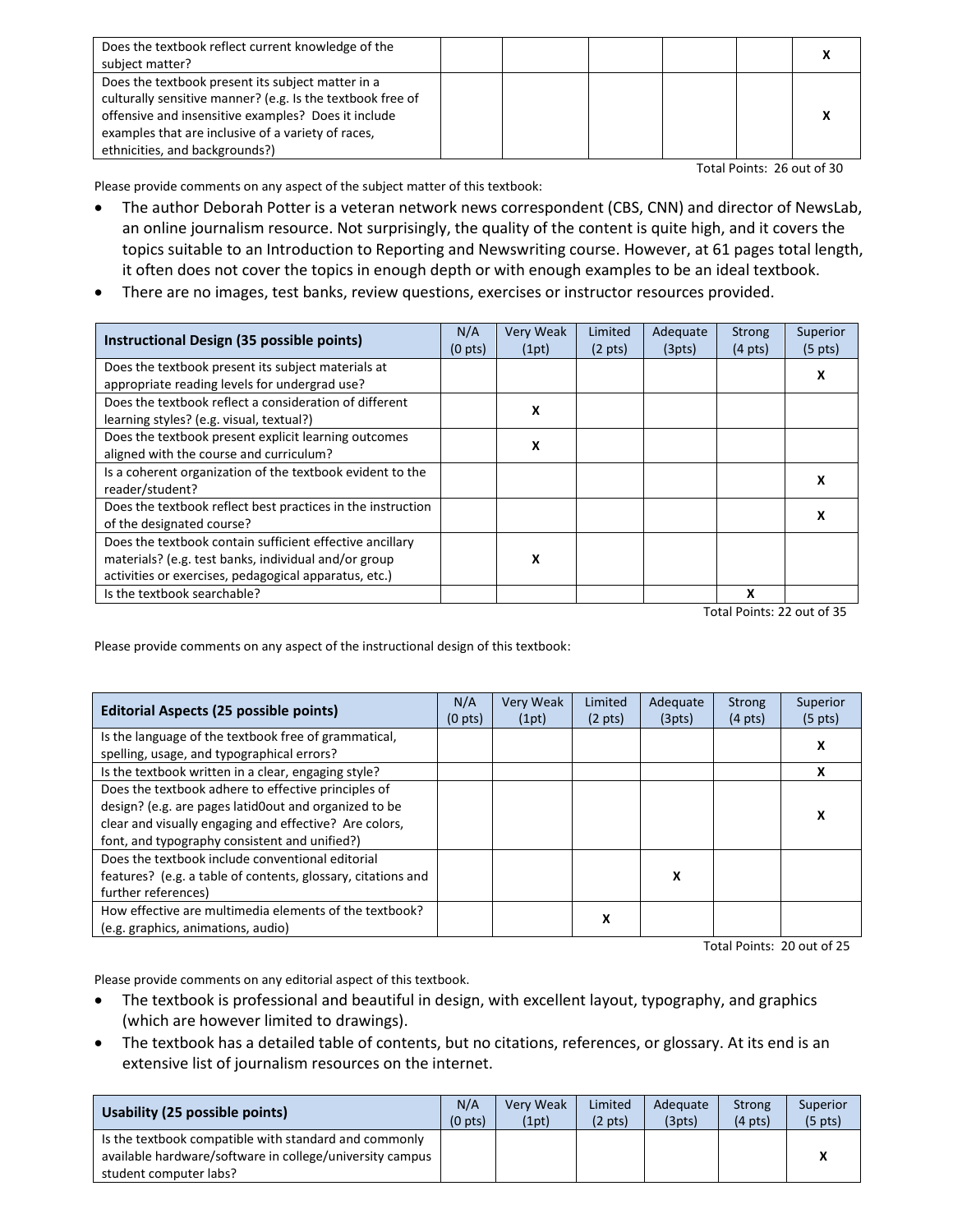| | | | | | | |
|---|---|---|---|---|---|---|
| Does the textbook reflect current knowledge of the subject matter? | | | | | | X |
| Does the textbook present its subject matter in a culturally sensitive manner? (e.g. Is the textbook free of offensive and insensitive examples? Does it include examples that are inclusive of a variety of races, ethnicities, and backgrounds?) | | | | | | X |

Total Points: 26 out of 30

Please provide comments on any aspect of the subject matter of this textbook:

- The author Deborah Potter is a veteran network news correspondent (CBS, CNN) and director of NewsLab, an online journalism resource. Not surprisingly, the quality of the content is quite high, and it covers the topics suitable to an Introduction to Reporting and Newswriting course. However, at 61 pages total length, it often does not cover the topics in enough depth or with enough examples to be an ideal textbook.
- There are no images, test banks, review questions, exercises or instructor resources provided.

| **Instructional Design (35 possible points)** | N/A (0 pts) | Very Weak (1pt) | Limited (2 pts) | Adequate (3pts) | Strong (4 pts) | Superior (5 pts) |
|---|---|---|---|---|---|---|
| Does the textbook present its subject materials at appropriate reading levels for undergrad use? | | | | | | X |
| Does the textbook reflect a consideration of different learning styles? (e.g. visual, textual?) | | X | | | | |
| Does the textbook present explicit learning outcomes aligned with the course and curriculum? | | X | | | | |
| Is a coherent organization of the textbook evident to the reader/student? | | | | | | X |
| Does the textbook reflect best practices in the instruction of the designated course? | | | | | | X |
| Does the textbook contain sufficient effective ancillary materials? (e.g. test banks, individual and/or group activities or exercises, pedagogical apparatus, etc.) | | X | | | | |
| Is the textbook searchable? | | | | | X | |

Total Points: 22 out of 35

Please provide comments on any aspect of the instructional design of this textbook:

| **Editorial Aspects (25 possible points)** | N/A (0 pts) | Very Weak (1pt) | Limited (2 pts) | Adequate (3pts) | Strong (4 pts) | Superior (5 pts) |
|---|---|---|---|---|---|---|
| Is the language of the textbook free of grammatical, spelling, usage, and typographical errors? | | | | | | X |
| Is the textbook written in a clear, engaging style? | | | | | | X |
| Does the textbook adhere to effective principles of design? (e.g. are pages latid0out and organized to be clear and visually engaging and effective? Are colors, font, and typography consistent and unified?) | | | | | | X |
| Does the textbook include conventional editorial features? (e.g. a table of contents, glossary, citations and further references) | | | | X | | |
| How effective are multimedia elements of the textbook? (e.g. graphics, animations, audio) | | | X | | | |

Total Points: 20 out of 25

Please provide comments on any editorial aspect of this textbook.

- The textbook is professional and beautiful in design, with excellent layout, typography, and graphics (which are however limited to drawings).
- The textbook has a detailed table of contents, but no citations, references, or glossary. At its end is an extensive list of journalism resources on the internet.

| **Usability (25 possible points)** | N/A (0 pts) | Very Weak (1pt) | Limited (2 pts) | Adequate (3pts) | Strong (4 pts) | Superior (5 pts) |
|---|---|---|---|---|---|---|
| Is the textbook compatible with standard and commonly available hardware/software in college/university campus student computer labs? | | | | | | X |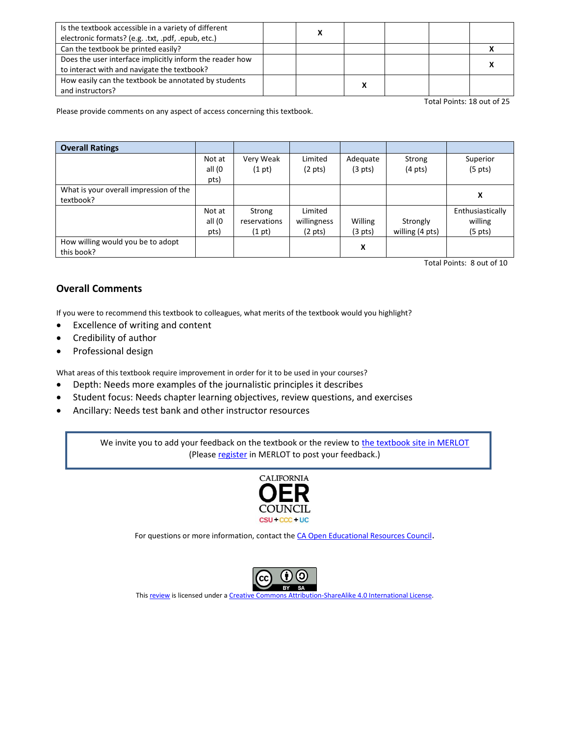| | | | | | | |
|---|---|---|---|---|---|---|
| Is the textbook accessible in a variety of different electronic formats? (e.g. .txt, .pdf, .epub, etc.) | | X | | | | |
| Can the textbook be printed easily? | | | | | | X |
| Does the user interface implicitly inform the reader how to interact with and navigate the textbook? | | | | | | X |
| How easily can the textbook be annotated by students and instructors? | | | X | | | |

Total Points: 18 out of 25

Please provide comments on any aspect of access concerning this textbook.

| **Overall Ratings** | | | | | | |
|---|---|---|---|---|---|---|
| | Not at all (0 pts) | Very Weak (1 pt) | Limited (2 pts) | Adequate (3 pts) | Strong (4 pts) | Superior (5 pts) |
| What is your overall impression of the textbook? | | | | | | X |
| | Not at all (0 pts) | Strong reservations (1 pt) | Limited willingness (2 pts) | Willing (3 pts) | Strongly willing (4 pts) | Enthusiastically willing (5 pts) |
| How willing would you be to adopt this book? | | | | X | | |

Total Points: 8 out of 10

## Overall Comments

If you were to recommend this textbook to colleagues, what merits of the textbook would you highlight?

- Excellence of writing and content
- Credibility of author
- Professional design

What areas of this textbook require improvement in order for it to be used in your courses?

- Depth: Needs more examples of the journalistic principles it describes
- Student focus: Needs chapter learning objectives, review questions, and exercises
- Ancillary: Needs test bank and other instructor resources

We invite you to add your feedback on the textbook or the review to the textbook site in MERLOT (Please register in MERLOT to post your feedback.)

CALIFORNIA OER COUNCIL
CSU + CCC + UC

For questions or more information, contact the CA Open Educational Resources Council.

This review is licensed under a Creative Commons Attribution-ShareAlike 4.0 International License.